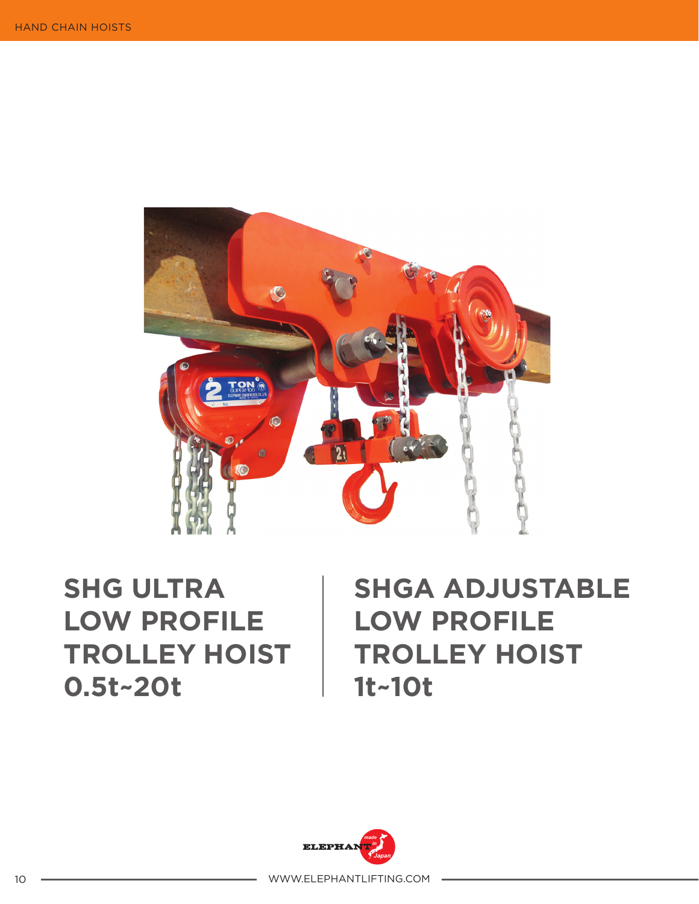# SHG ULTRA LOW PROFILE TROLLEY HOIST 0.5t~20t

# SHGA ADJUSTABLE LOW PROFILE TROLLEY HOIST 1t~10t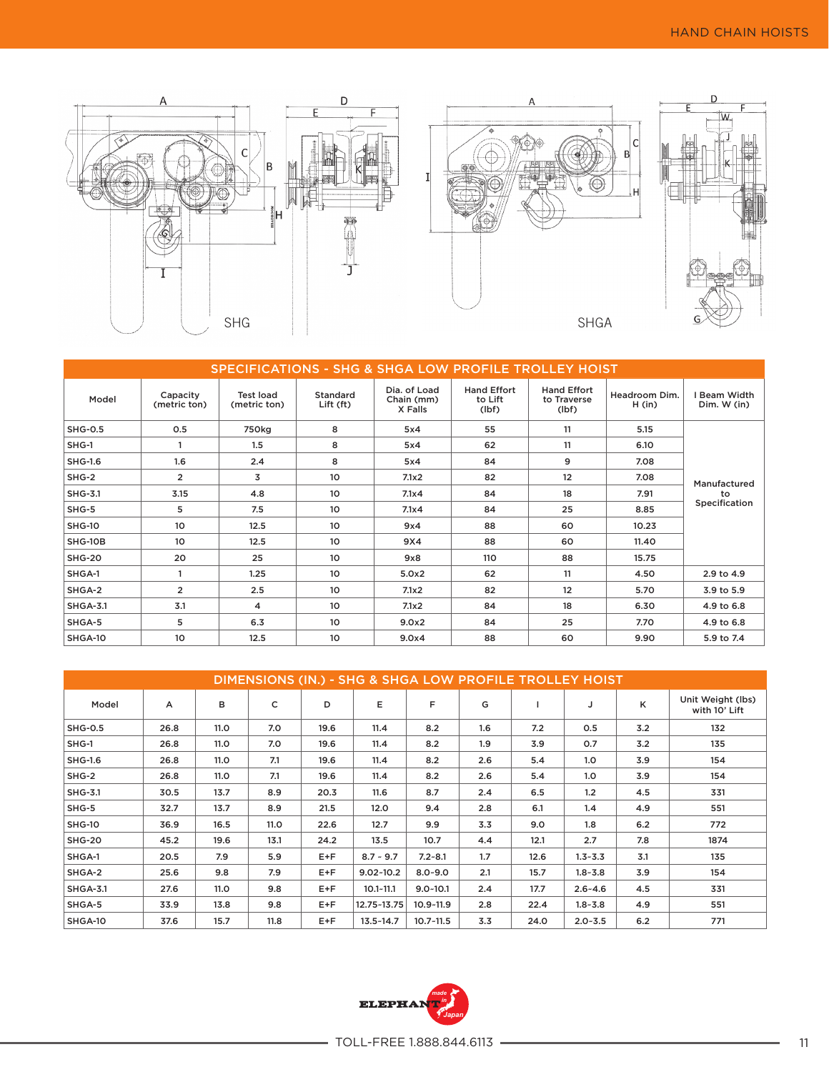SHG

SHGA

## SPECIFICATIONS - SHG & SHGA LOW PROFILE TROLLEY HOIST

| Model | Capacity (metric ton) | Test load (metric ton) | Standard Lift (ft) | Dia. of Load Chain (mm) X Falls | Hand Effort to Lift (lbf) | Hand Effort to Traverse (lbf) | Headroom Dim. H (in) | I Beam Width Dim. W (in) |
|---|---|---|---|---|---|---|---|---|
| SHG-0.5 | 0.5 | 750kg | 8 | 5x4 | 55 | 11 | 5.15 | Manufactured to Specification |
| SHG-1 | 1 | 1.5 | 8 | 5x4 | 62 | 11 | 6.10 | |
| SHG-1.6 | 1.6 | 2.4 | 8 | 5x4 | 84 | 9 | 7.08 | |
| SHG-2 | 2 | 3 | 10 | 7.1x2 | 82 | 12 | 7.08 | |
| SHG-3.1 | 3.15 | 4.8 | 10 | 7.1x4 | 84 | 18 | 7.91 | |
| SHG-5 | 5 | 7.5 | 10 | 7.1x4 | 84 | 25 | 8.85 | |
| SHG-10 | 10 | 12.5 | 10 | 9x4 | 88 | 60 | 10.23 | |
| SHG-10B | 10 | 12.5 | 10 | 9X4 | 88 | 60 | 11.40 | |
| SHG-20 | 20 | 25 | 10 | 9x8 | 110 | 88 | 15.75 | |
| SHGA-1 | 1 | 1.25 | 10 | 5.0x2 | 62 | 11 | 4.50 | 2.9 to 4.9 |
| SHGA-2 | 2 | 2.5 | 10 | 7.1x2 | 82 | 12 | 5.70 | 3.9 to 5.9 |
| SHGA-3.1 | 3.1 | 4 | 10 | 7.1x2 | 84 | 18 | 6.30 | 4.9 to 6.8 |
| SHGA-5 | 5 | 6.3 | 10 | 9.0x2 | 84 | 25 | 7.70 | 4.9 to 6.8 |
| SHGA-10 | 10 | 12.5 | 10 | 9.0x4 | 88 | 60 | 9.90 | 5.9 to 7.4 |

## DIMENSIONS (IN.) - SHG & SHGA LOW PROFILE TROLLEY HOIST

| Model | A | B | C | D | E | F | G | I | J | K | Unit Weight (lbs) with 10' Lift |
|---|---|---|---|---|---|---|---|---|---|---|---|
| SHG-0.5 | 26.8 | 11.0 | 7.0 | 19.6 | 11.4 | 8.2 | 1.6 | 7.2 | 0.5 | 3.2 | 132 |
| SHG-1 | 26.8 | 11.0 | 7.0 | 19.6 | 11.4 | 8.2 | 1.9 | 3.9 | 0.7 | 3.2 | 135 |
| SHG-1.6 | 26.8 | 11.0 | 7.1 | 19.6 | 11.4 | 8.2 | 2.6 | 5.4 | 1.0 | 3.9 | 154 |
| SHG-2 | 26.8 | 11.0 | 7.1 | 19.6 | 11.4 | 8.2 | 2.6 | 5.4 | 1.0 | 3.9 | 154 |
| SHG-3.1 | 30.5 | 13.7 | 8.9 | 20.3 | 11.6 | 8.7 | 2.4 | 6.5 | 1.2 | 4.5 | 331 |
| SHG-5 | 32.7 | 13.7 | 8.9 | 21.5 | 12.0 | 9.4 | 2.8 | 6.1 | 1.4 | 4.9 | 551 |
| SHG-10 | 36.9 | 16.5 | 11.0 | 22.6 | 12.7 | 9.9 | 3.3 | 9.0 | 1.8 | 6.2 | 772 |
| SHG-20 | 45.2 | 19.6 | 13.1 | 24.2 | 13.5 | 10.7 | 4.4 | 12.1 | 2.7 | 7.8 | 1874 |
| SHGA-1 | 20.5 | 7.9 | 5.9 | E+F | 8.7 - 9.7 | 7.2-8.1 | 1.7 | 12.6 | 1.3-3.3 | 3.1 | 135 |
| SHGA-2 | 25.6 | 9.8 | 7.9 | E+F | 9.02-10.2 | 8.0-9.0 | 2.1 | 15.7 | 1.8-3.8 | 3.9 | 154 |
| SHGA-3.1 | 27.6 | 11.0 | 9.8 | E+F | 10.1-11.1 | 9.0-10.1 | 2.4 | 17.7 | 2.6-4.6 | 4.5 | 331 |
| SHGA-5 | 33.9 | 13.8 | 9.8 | E+F | 12.75-13.75 | 10.9-11.9 | 2.8 | 22.4 | 1.8-3.8 | 4.9 | 551 |
| SHGA-10 | 37.6 | 15.7 | 11.8 | E+F | 13.5-14.7 | 10.7-11.5 | 3.3 | 24.0 | 2.0-3.5 | 6.2 | 771 |

ELEPHANT made in Japan

TOLL-FREE 1.888.844.6113